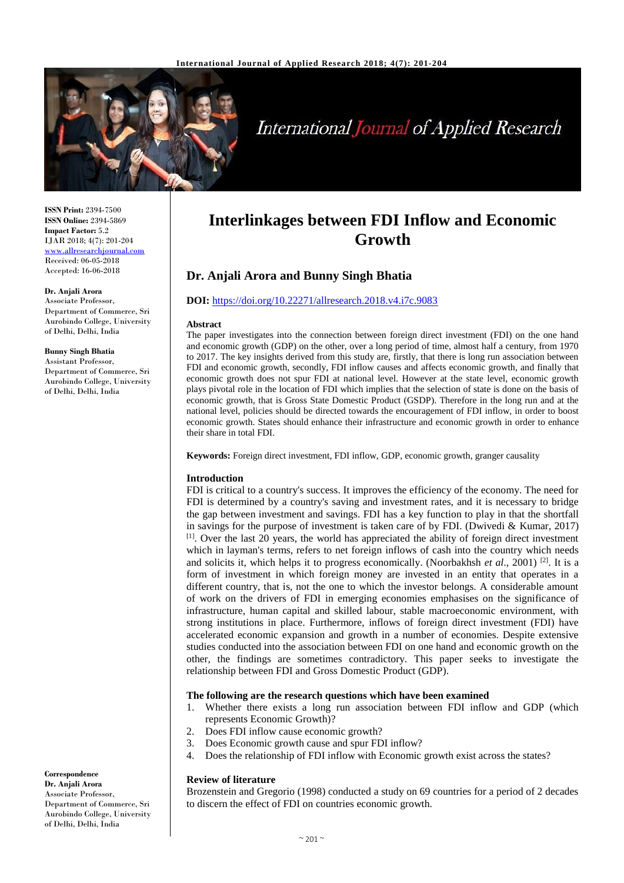# Interlinkages between FDI Inflow and Economic Growth

## Dr. Anjali Arora and Bunny Singh Bhatia

**DOI:** https://doi.org/10.22271/allresearch.2018.v4.i7c.9083

**ISSN Print:** 2394-7500
**ISSN Online:** 2394-5869
**Impact Factor:** 5.2
IJAR 2018; 4(7): 201-204
www.allresearchjournal.com
Received: 06-05-2018
Accepted: 16-06-2018

**Dr. Anjali Arora**
Associate Professor, Department of Commerce, Sri Aurobindo College, University of Delhi, Delhi, India

**Bunny Singh Bhatia**
Assistant Professor, Department of Commerce, Sri Aurobindo College, University of Delhi, Delhi, India

**Correspondence**
**Dr. Anjali Arora**
Associate Professor, Department of Commerce, Sri Aurobindo College, University of Delhi, Delhi, India

### Abstract

The paper investigates into the connection between foreign direct investment (FDI) on the one hand and economic growth (GDP) on the other, over a long period of time, almost half a century, from 1970 to 2017. The key insights derived from this study are, firstly, that there is long run association between FDI and economic growth, secondly, FDI inflow causes and affects economic growth, and finally that economic growth does not spur FDI at national level. However at the state level, economic growth plays pivotal role in the location of FDI which implies that the selection of state is done on the basis of economic growth, that is Gross State Domestic Product (GSDP). Therefore in the long run and at the national level, policies should be directed towards the encouragement of FDI inflow, in order to boost economic growth. States should enhance their infrastructure and economic growth in order to enhance their share in total FDI.

**Keywords:** Foreign direct investment, FDI inflow, GDP, economic growth, granger causality

### Introduction

FDI is critical to a country's success. It improves the efficiency of the economy. The need for FDI is determined by a country's saving and investment rates, and it is necessary to bridge the gap between investment and savings. FDI has a key function to play in that the shortfall in savings for the purpose of investment is taken care of by FDI. (Dwivedi & Kumar, 2017) [1]. Over the last 20 years, the world has appreciated the ability of foreign direct investment which in layman's terms, refers to net foreign inflows of cash into the country which needs and solicits it, which helps it to progress economically. (Noorbakhsh *et al*., 2001) [2]. It is a form of investment in which foreign money are invested in an entity that operates in a different country, that is, not the one to which the investor belongs. A considerable amount of work on the drivers of FDI in emerging economies emphasises on the significance of infrastructure, human capital and skilled labour, stable macroeconomic environment, with strong institutions in place. Furthermore, inflows of foreign direct investment (FDI) have accelerated economic expansion and growth in a number of economies. Despite extensive studies conducted into the association between FDI on one hand and economic growth on the other, the findings are sometimes contradictory. This paper seeks to investigate the relationship between FDI and Gross Domestic Product (GDP).

### The following are the research questions which have been examined

1. Whether there exists a long run association between FDI inflow and GDP (which represents Economic Growth)?
2. Does FDI inflow cause economic growth?
3. Does Economic growth cause and spur FDI inflow?
4. Does the relationship of FDI inflow with Economic growth exist across the states?

### Review of literature

Brozenstein and Gregorio (1998) conducted a study on 69 countries for a period of 2 decades to discern the effect of FDI on countries economic growth.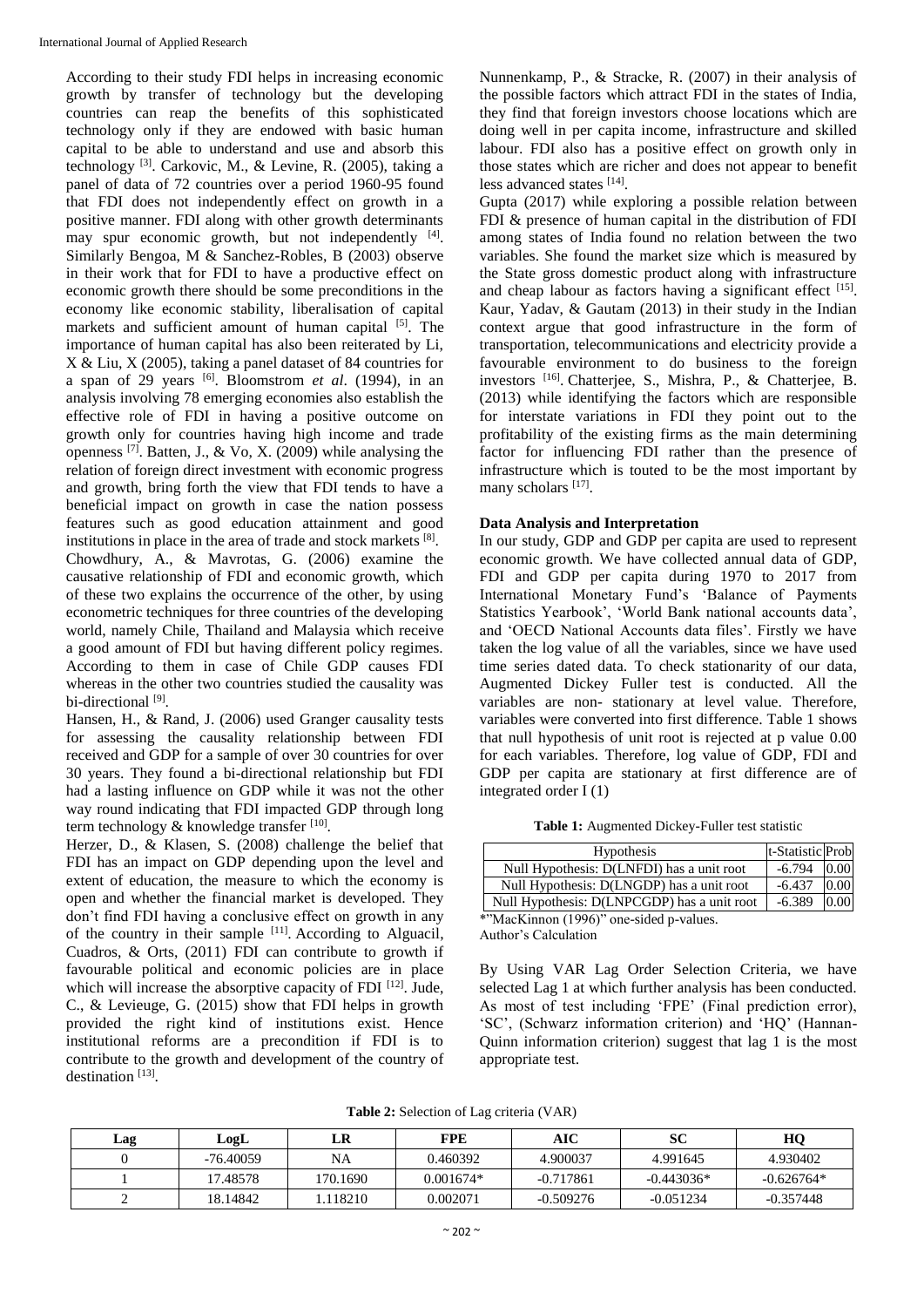According to their study FDI helps in increasing economic growth by transfer of technology but the developing countries can reap the benefits of this sophisticated technology only if they are endowed with basic human capital to be able to understand and use and absorb this technology [3]. Carkovic, M., & Levine, R. (2005), taking a panel of data of 72 countries over a period 1960-95 found that FDI does not independently effect on growth in a positive manner. FDI along with other growth determinants may spur economic growth, but not independently [4]. Similarly Bengoa, M & Sanchez-Robles, B (2003) observe in their work that for FDI to have a productive effect on economic growth there should be some preconditions in the economy like economic stability, liberalisation of capital markets and sufficient amount of human capital [5]. The importance of human capital has also been reiterated by Li, X & Liu, X (2005), taking a panel dataset of 84 countries for a span of 29 years [6]. Bloomstrom *et al*. (1994), in an analysis involving 78 emerging economies also establish the effective role of FDI in having a positive outcome on growth only for countries having high income and trade openness [7]. Batten, J., & Vo, X. (2009) while analysing the relation of foreign direct investment with economic progress and growth, bring forth the view that FDI tends to have a beneficial impact on growth in case the nation possess features such as good education attainment and good institutions in place in the area of trade and stock markets [8].

Chowdhury, A., & Mavrotas, G. (2006) examine the causative relationship of FDI and economic growth, which of these two explains the occurrence of the other, by using econometric techniques for three countries of the developing world, namely Chile, Thailand and Malaysia which receive a good amount of FDI but having different policy regimes. According to them in case of Chile GDP causes FDI whereas in the other two countries studied the causality was bi-directional [9].

Hansen, H., & Rand, J. (2006) used Granger causality tests for assessing the causality relationship between FDI received and GDP for a sample of over 30 countries for over 30 years. They found a bi-directional relationship but FDI had a lasting influence on GDP while it was not the other way round indicating that FDI impacted GDP through long term technology & knowledge transfer [10].

Herzer, D., & Klasen, S. (2008) challenge the belief that FDI has an impact on GDP depending upon the level and extent of education, the measure to which the economy is open and whether the financial market is developed. They don't find FDI having a conclusive effect on growth in any of the country in their sample [11]. According to Alguacil, Cuadros, & Orts, (2011) FDI can contribute to growth if favourable political and economic policies are in place which will increase the absorptive capacity of FDI [12]. Jude, C., & Levieuge, G. (2015) show that FDI helps in growth provided the right kind of institutions exist. Hence institutional reforms are a precondition if FDI is to contribute to the growth and development of the country of destination [13].

Nunnenkamp, P., & Stracke, R. (2007) in their analysis of the possible factors which attract FDI in the states of India, they find that foreign investors choose locations which are doing well in per capita income, infrastructure and skilled labour. FDI also has a positive effect on growth only in those states which are richer and does not appear to benefit less advanced states [14].

Gupta (2017) while exploring a possible relation between FDI & presence of human capital in the distribution of FDI among states of India found no relation between the two variables. She found the market size which is measured by the State gross domestic product along with infrastructure and cheap labour as factors having a significant effect [15]. Kaur, Yadav, & Gautam (2013) in their study in the Indian context argue that good infrastructure in the form of transportation, telecommunications and electricity provide a favourable environment to do business to the foreign investors [16]. Chatterjee, S., Mishra, P., & Chatterjee, B. (2013) while identifying the factors which are responsible for interstate variations in FDI they point out to the profitability of the existing firms as the main determining factor for influencing FDI rather than the presence of infrastructure which is touted to be the most important by many scholars [17].

**Data Analysis and Interpretation**

In our study, GDP and GDP per capita are used to represent economic growth. We have collected annual data of GDP, FDI and GDP per capita during 1970 to 2017 from International Monetary Fund's 'Balance of Payments Statistics Yearbook', 'World Bank national accounts data', and 'OECD National Accounts data files'. Firstly we have taken the log value of all the variables, since we have used time series dated data. To check stationarity of our data, Augmented Dickey Fuller test is conducted. All the variables are non- stationary at level value. Therefore, variables were converted into first difference. Table 1 shows that null hypothesis of unit root is rejected at p value 0.00 for each variables. Therefore, log value of GDP, FDI and GDP per capita are stationary at first difference are of integrated order I (1)

**Table 1:** Augmented Dickey-Fuller test statistic

| Hypothesis | t-Statistic | Prob |
|---|---|---|
| Null Hypothesis: D(LNFDI) has a unit root | -6.794 | 0.00 |
| Null Hypothesis: D(LNGDP) has a unit root | -6.437 | 0.00 |
| Null Hypothesis: D(LNPCGDP) has a unit root | -6.389 | 0.00 |

*"MacKinnon (1996)" one-sided p-values.
Author's Calculation

By Using VAR Lag Order Selection Criteria, we have selected Lag 1 at which further analysis has been conducted. As most of test including 'FPE' (Final prediction error), 'SC', (Schwarz information criterion) and 'HQ' (Hannan-Quinn information criterion) suggest that lag 1 is the most appropriate test.

**Table 2:** Selection of Lag criteria (VAR)

| Lag | LogL | LR | FPE | AIC | SC | HQ |
|---|---|---|---|---|---|---|
| 0 | -76.40059 | NA | 0.460392 | 4.900037 | 4.991645 | 4.930402 |
| 1 | 17.48578 | 170.1690 | 0.001674* | -0.717861 | -0.443036* | -0.626764* |
| 2 | 18.14842 | 1.118210 | 0.002071 | -0.509276 | -0.051234 | -0.357448 |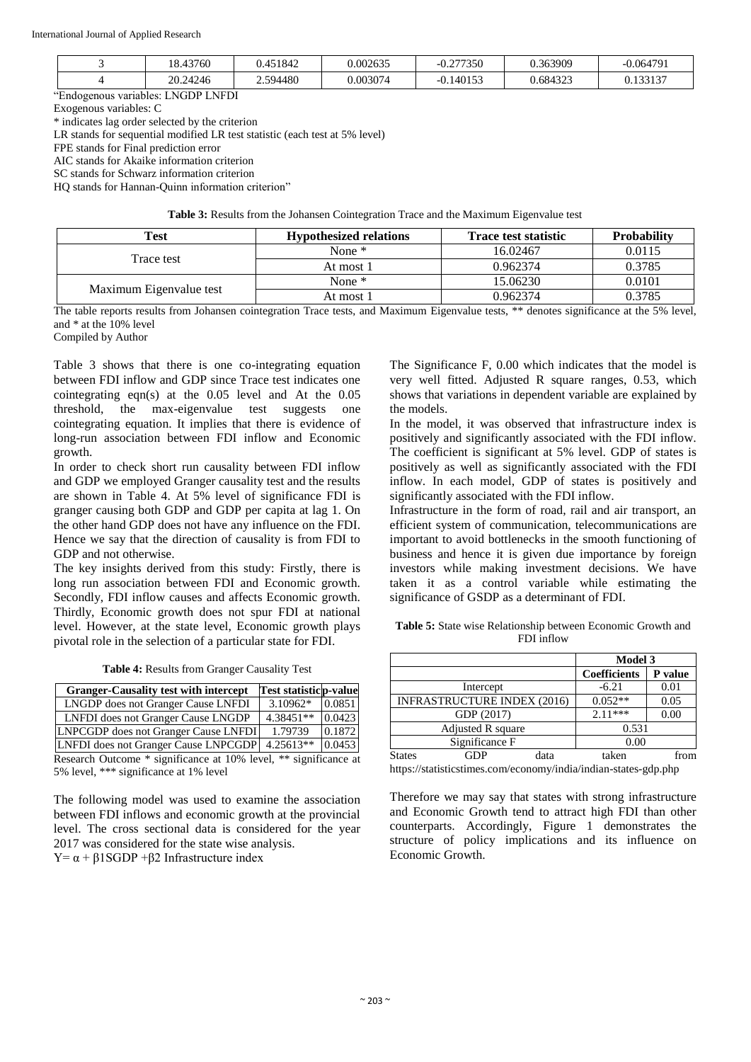| 3 | 18.43760 | 0.451842 | 0.002635 | -0.277350 | 0.363909 | -0.064791 |
|---|---|---|---|---|---|---|
| 4 | 20.24246 | 2.594480 | 0.003074 | -0.140153 | 0.684323 | 0.133137 |

"Endogenous variables: LNGDP LNFDI

Exogenous variables: C

* indicates lag order selected by the criterion

LR stands for sequential modified LR test statistic (each test at 5% level)

FPE stands for Final prediction error

AIC stands for Akaike information criterion

SC stands for Schwarz information criterion

HQ stands for Hannan-Quinn information criterion"

**Table 3:** Results from the Johansen Cointegration Trace and the Maximum Eigenvalue test

| Test | Hypothesized relations | Trace test statistic | Probability |
|---|---|---|---|
| Trace test | None * | 16.02467 | 0.0115 |
| | At most 1 | 0.962374 | 0.3785 |
| Maximum Eigenvalue test | None * | 15.06230 | 0.0101 |
| | At most 1 | 0.962374 | 0.3785 |

The table reports results from Johansen cointegration Trace tests, and Maximum Eigenvalue tests, ** denotes significance at the 5% level, and * at the 10% level

Compiled by Author

Table 3 shows that there is one co-integrating equation between FDI inflow and GDP since Trace test indicates one cointegrating eqn(s) at the 0.05 level and At the 0.05 threshold, the max-eigenvalue test suggests one cointegrating equation. It implies that there is evidence of long-run association between FDI inflow and Economic growth.

In order to check short run causality between FDI inflow and GDP we employed Granger causality test and the results are shown in Table 4. At 5% level of significance FDI is granger causing both GDP and GDP per capita at lag 1. On the other hand GDP does not have any influence on the FDI. Hence we say that the direction of causality is from FDI to GDP and not otherwise.

The key insights derived from this study: Firstly, there is long run association between FDI and Economic growth. Secondly, FDI inflow causes and affects Economic growth. Thirdly, Economic growth does not spur FDI at national level. However, at the state level, Economic growth plays pivotal role in the selection of a particular state for FDI.

**Table 4:** Results from Granger Causality Test

| Granger-Causality test with intercept | Test statistic | p-value |
|---|---|---|
| LNGDP does not Granger Cause LNFDI | 3.10962* | 0.0851 |
| LNFDI does not Granger Cause LNGDP | 4.38451** | 0.0423 |
| LNPCGDP does not Granger Cause LNFDI | 1.79739 | 0.1872 |
| LNFDI does not Granger Cause LNPCGDP | 4.25613** | 0.0453 |

Research Outcome * significance at 10% level, ** significance at 5% level, *** significance at 1% level

The following model was used to examine the association between FDI inflows and economic growth at the provincial level. The cross sectional data is considered for the year 2017 was considered for the state wise analysis.

$Y = \alpha + \beta 1SGDP + \beta 2$ Infrastructure index

The Significance F, 0.00 which indicates that the model is very well fitted. Adjusted R square ranges, 0.53, which shows that variations in dependent variable are explained by the models.

In the model, it was observed that infrastructure index is positively and significantly associated with the FDI inflow. The coefficient is significant at 5% level. GDP of states is positively as well as significantly associated with the FDI inflow. In each model, GDP of states is positively and significantly associated with the FDI inflow.

Infrastructure in the form of road, rail and air transport, an efficient system of communication, telecommunications are important to avoid bottlenecks in the smooth functioning of business and hence it is given due importance by foreign investors while making investment decisions. We have taken it as a control variable while estimating the significance of GSDP as a determinant of FDI.

**Table 5:** State wise Relationship between Economic Growth and FDI inflow

| | Model 3 | |
|---|---|---|
| | **Coefficients** | **P value** |
| Intercept | -6.21 | 0.01 |
| INFRASTRUCTURE INDEX (2016) | 0.052** | 0.05 |
| GDP (2017) | 2.11*** | 0.00 |
| Adjusted R square | 0.531 | |
| Significance F | 0.00 | |

States GDP data taken from https://statisticstimes.com/economy/india/indian-states-gdp.php

Therefore we may say that states with strong infrastructure and Economic Growth tend to attract high FDI than other counterparts. Accordingly, Figure 1 demonstrates the structure of policy implications and its influence on Economic Growth.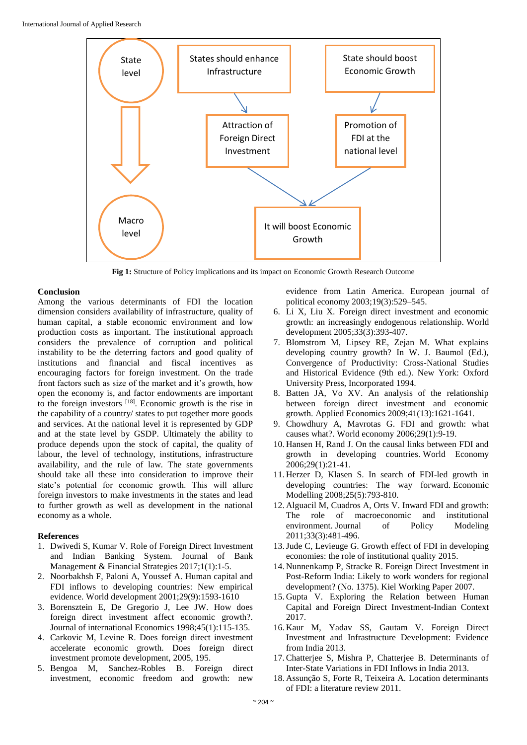State level

Macro level

States should enhance Infrastructure

State should boost Economic Growth

Attraction of Foreign Direct Investment

Promotion of FDI at the national level

It will boost Economic Growth

**Fig 1:** Structure of Policy implications and its impact on Economic Growth Research Outcome

## Conclusion

Among the various determinants of FDI the location dimension considers availability of infrastructure, quality of human capital, a stable economic environment and low production costs as important. The institutional approach considers the prevalence of corruption and political instability to be the deterring factors and good quality of institutions and financial and fiscal incentives as encouraging factors for foreign investment. On the trade front factors such as size of the market and it's growth, how open the economy is, and factor endowments are important to the foreign investors [18]. Economic growth is the rise in the capability of a country/ states to put together more goods and services. At the national level it is represented by GDP and at the state level by GSDP. Ultimately the ability to produce depends upon the stock of capital, the quality of labour, the level of technology, institutions, infrastructure availability, and the rule of law. The state governments should take all these into consideration to improve their state's potential for economic growth. This will allure foreign investors to make investments in the states and lead to further growth as well as development in the national economy as a whole.

## References

1. Dwivedi S, Kumar V. Role of Foreign Direct Investment and Indian Banking System. Journal of Bank Management & Financial Strategies 2017;1(1):1-5.
2. Noorbakhsh F, Paloni A, Youssef A. Human capital and FDI inflows to developing countries: New empirical evidence. World development 2001;29(9):1593-1610
3. Borensztein E, De Gregorio J, Lee JW. How does foreign direct investment affect economic growth?. Journal of international Economics 1998;45(1):115-135.
4. Carkovic M, Levine R. Does foreign direct investment accelerate economic growth. Does foreign direct investment promote development, 2005, 195.
5. Bengoa M, Sanchez-Robles B. Foreign direct investment, economic freedom and growth: new evidence from Latin America. European journal of political economy 2003;19(3):529–545.
6. Li X, Liu X. Foreign direct investment and economic growth: an increasingly endogenous relationship. World development 2005;33(3):393-407.
7. Blomstrom M, Lipsey RE, Zejan M. What explains developing country growth? In W. J. Baumol (Ed.), Convergence of Productivity: Cross-National Studies and Historical Evidence (9th ed.). New York: Oxford University Press, Incorporated 1994.
8. Batten JA, Vo XV. An analysis of the relationship between foreign direct investment and economic growth. Applied Economics 2009;41(13):1621-1641.
9. Chowdhury A, Mavrotas G. FDI and growth: what causes what?. World economy 2006;29(1):9-19.
10. Hansen H, Rand J. On the causal links between FDI and growth in developing countries. World Economy 2006;29(1):21-41.
11. Herzer D, Klasen S. In search of FDI-led growth in developing countries: The way forward. Economic Modelling 2008;25(5):793-810.
12. Alguacil M, Cuadros A, Orts V. Inward FDI and growth: The role of macroeconomic and institutional environment. Journal of Policy Modeling 2011;33(3):481-496.
13. Jude C, Levieuge G. Growth effect of FDI in developing economies: the role of institutional quality 2015.
14. Nunnenkamp P, Stracke R. Foreign Direct Investment in Post-Reform India: Likely to work wonders for regional development? (No. 1375). Kiel Working Paper 2007.
15. Gupta V. Exploring the Relation between Human Capital and Foreign Direct Investment-Indian Context 2017.
16. Kaur M, Yadav SS, Gautam V. Foreign Direct Investment and Infrastructure Development: Evidence from India 2013.
17. Chatterjee S, Mishra P, Chatterjee B. Determinants of Inter-State Variations in FDI Inflows in India 2013.
18. Assunção S, Forte R, Teixeira A. Location determinants of FDI: a literature review 2011.